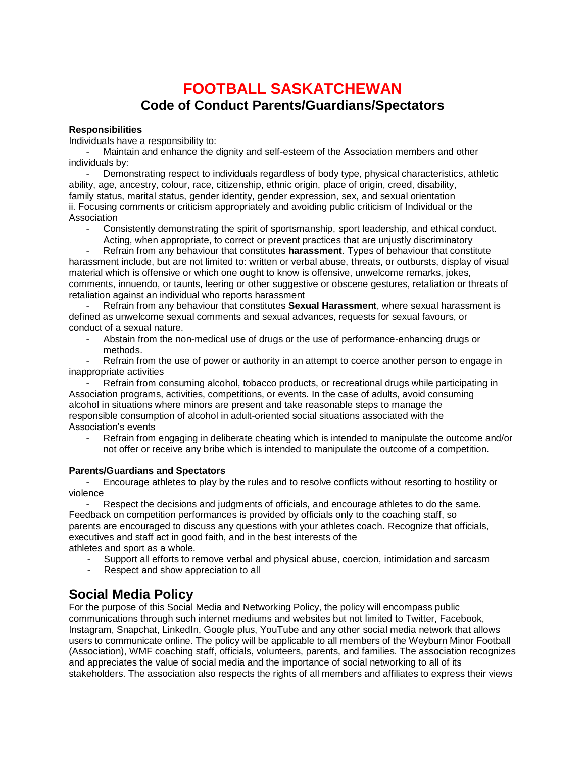# FOOTBALL SASKATCHEWAN

## Code of Conduct Parents/Guardians/Spectators

**Responsibilities**

Individuals have a responsibility to:

- Maintain and enhance the dignity and self-esteem of the Association members and other individuals by:
- Demonstrating respect to individuals regardless of body type, physical characteristics, athletic ability, age, ancestry, colour, race, citizenship, ethnic origin, place of origin, creed, disability, family status, marital status, gender identity, gender expression, sex, and sexual orientation
ii. Focusing comments or criticism appropriately and avoiding public criticism of Individual or the Association
- Consistently demonstrating the spirit of sportsmanship, sport leadership, and ethical conduct. Acting, when appropriate, to correct or prevent practices that are unjustly discriminatory
- Refrain from any behaviour that constitutes **harassment**. Types of behaviour that constitute harassment include, but are not limited to: written or verbal abuse, threats, or outbursts, display of visual material which is offensive or which one ought to know is offensive, unwelcome remarks, jokes, comments, innuendo, or taunts, leering or other suggestive or obscene gestures, retaliation or threats of retaliation against an individual who reports harassment
- Refrain from any behaviour that constitutes **Sexual Harassment**, where sexual harassment is defined as unwelcome sexual comments and sexual advances, requests for sexual favours, or conduct of a sexual nature.
- Abstain from the non-medical use of drugs or the use of performance-enhancing drugs or methods.
- Refrain from the use of power or authority in an attempt to coerce another person to engage in inappropriate activities
- Refrain from consuming alcohol, tobacco products, or recreational drugs while participating in Association programs, activities, competitions, or events. In the case of adults, avoid consuming alcohol in situations where minors are present and take reasonable steps to manage the responsible consumption of alcohol in adult-oriented social situations associated with the Association's events
- Refrain from engaging in deliberate cheating which is intended to manipulate the outcome and/or not offer or receive any bribe which is intended to manipulate the outcome of a competition.

**Parents/Guardians and Spectators**

- Encourage athletes to play by the rules and to resolve conflicts without resorting to hostility or violence
- Respect the decisions and judgments of officials, and encourage athletes to do the same. Feedback on competition performances is provided by officials only to the coaching staff, so parents are encouraged to discuss any questions with your athletes coach. Recognize that officials, executives and staff act in good faith, and in the best interests of the athletes and sport as a whole.
- Support all efforts to remove verbal and physical abuse, coercion, intimidation and sarcasm
- Respect and show appreciation to all

## Social Media Policy

For the purpose of this Social Media and Networking Policy, the policy will encompass public communications through such internet mediums and websites but not limited to Twitter, Facebook, Instagram, Snapchat, LinkedIn, Google plus, YouTube and any other social media network that allows users to communicate online. The policy will be applicable to all members of the Weyburn Minor Football (Association), WMF coaching staff, officials, volunteers, parents, and families. The association recognizes and appreciates the value of social media and the importance of social networking to all of its stakeholders. The association also respects the rights of all members and affiliates to express their views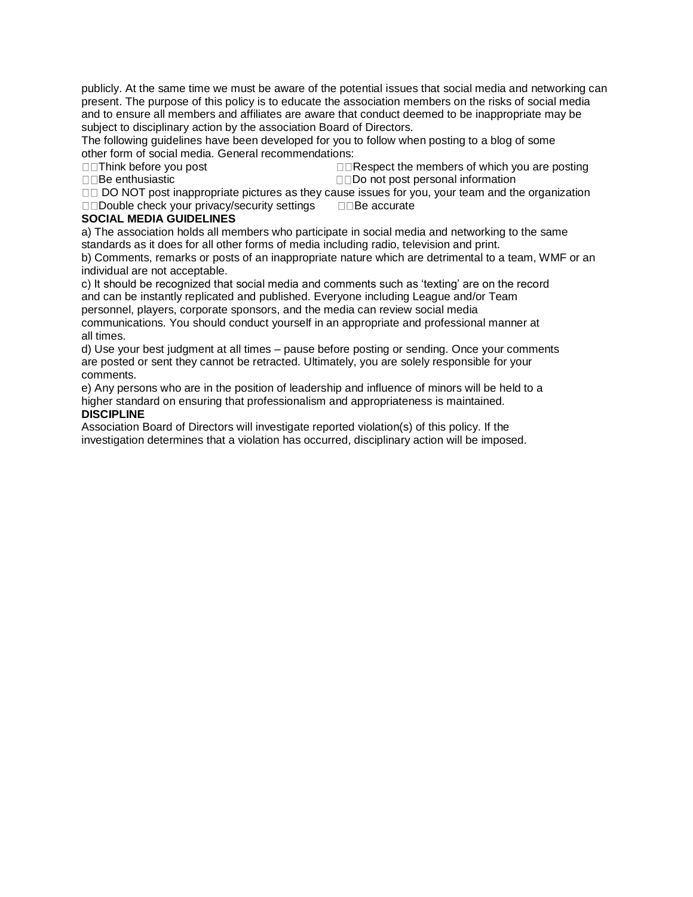publicly. At the same time we must be aware of the potential issues that social media and networking can present. The purpose of this policy is to educate the association members on the risks of social media and to ensure all members and affiliates are aware that conduct deemed to be inappropriate may be subject to disciplinary action by the association Board of Directors.

The following guidelines have been developed for you to follow when posting to a blog of some other form of social media. General recommendations:

- Think before you post
- Respect the members of which you are posting
- Be enthusiastic
- Do not post personal information
- DO NOT post inappropriate pictures as they cause issues for you, your team and the organization
- Double check your privacy/security settings
- Be accurate

**SOCIAL MEDIA GUIDELINES**

a) The association holds all members who participate in social media and networking to the same standards as it does for all other forms of media including radio, television and print.

b) Comments, remarks or posts of an inappropriate nature which are detrimental to a team, WMF or an individual are not acceptable.

c) It should be recognized that social media and comments such as 'texting' are on the record and can be instantly replicated and published. Everyone including League and/or Team personnel, players, corporate sponsors, and the media can review social media communications. You should conduct yourself in an appropriate and professional manner at all times.

d) Use your best judgment at all times – pause before posting or sending. Once your comments are posted or sent they cannot be retracted. Ultimately, you are solely responsible for your comments.

e) Any persons who are in the position of leadership and influence of minors will be held to a higher standard on ensuring that professionalism and appropriateness is maintained.

**DISCIPLINE**

Association Board of Directors will investigate reported violation(s) of this policy. If the investigation determines that a violation has occurred, disciplinary action will be imposed.